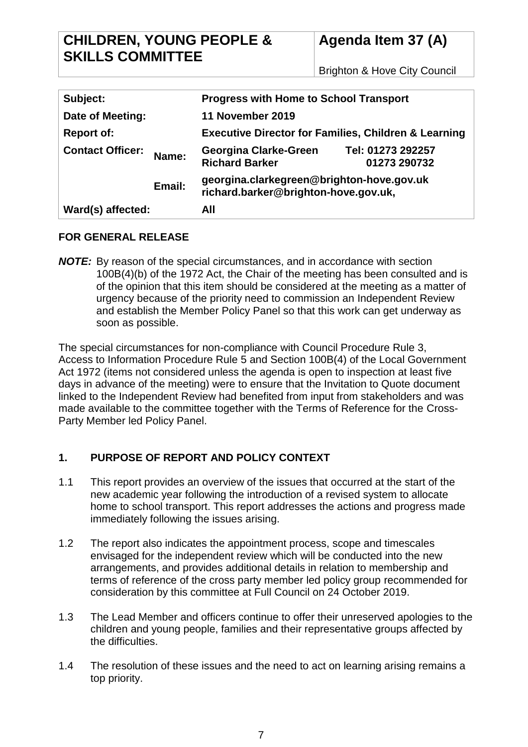| CHILDREN, YOUNG PEOPLE & SKILLS COMMITTEE | Agenda Item 37 (A) |
|---|---|
| | Brighton & Hove City Council |

| | | | |
|---|---|---|---|
| **Subject:** | | **Progress with Home to School Transport** | |
| **Date of Meeting:** | | **11 November 2019** | |
| **Report of:** | | **Executive Director for Families, Children & Learning** | |
| **Contact Officer:** | **Name:** | **Georgina Clarke-Green** **Richard Barker** | **Tel: 01273 292257** **01273 290732** |
| | **Email:** | **georgina.clarkegreen@brighton-hove.gov.uk** **richard.barker@brighton-hove.gov.uk,** | |
| **Ward(s) affected:** | | **All** | |

**FOR GENERAL RELEASE**

***NOTE:*** By reason of the special circumstances, and in accordance with section 100B(4)(b) of the 1972 Act, the Chair of the meeting has been consulted and is of the opinion that this item should be considered at the meeting as a matter of urgency because of the priority need to commission an Independent Review and establish the Member Policy Panel so that this work can get underway as soon as possible.

The special circumstances for non-compliance with Council Procedure Rule 3, Access to Information Procedure Rule 5 and Section 100B(4) of the Local Government Act 1972 (items not considered unless the agenda is open to inspection at least five days in advance of the meeting) were to ensure that the Invitation to Quote document linked to the Independent Review had benefited from input from stakeholders and was made available to the committee together with the Terms of Reference for the Cross-Party Member led Policy Panel.

## 1. PURPOSE OF REPORT AND POLICY CONTEXT

1.1 This report provides an overview of the issues that occurred at the start of the new academic year following the introduction of a revised system to allocate home to school transport. This report addresses the actions and progress made immediately following the issues arising.

1.2 The report also indicates the appointment process, scope and timescales envisaged for the independent review which will be conducted into the new arrangements, and provides additional details in relation to membership and terms of reference of the cross party member led policy group recommended for consideration by this committee at Full Council on 24 October 2019.

1.3 The Lead Member and officers continue to offer their unreserved apologies to the children and young people, families and their representative groups affected by the difficulties.

1.4 The resolution of these issues and the need to act on learning arising remains a top priority.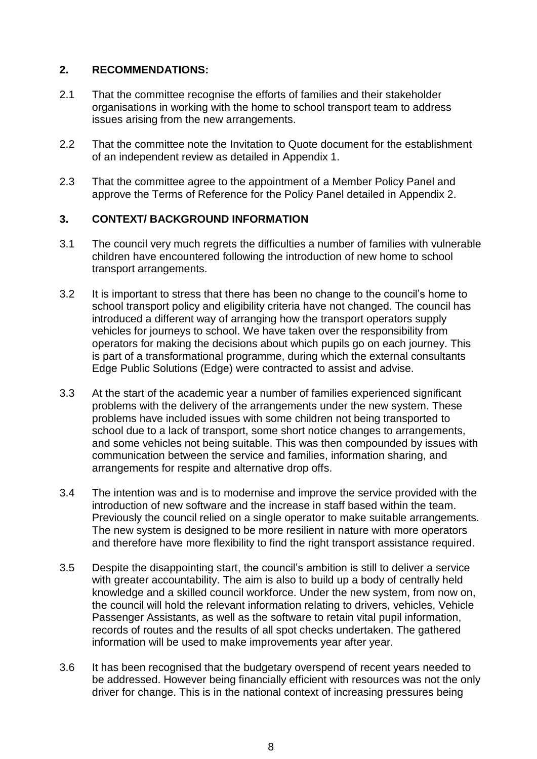## 2. RECOMMENDATIONS:

2.1 That the committee recognise the efforts of families and their stakeholder organisations in working with the home to school transport team to address issues arising from the new arrangements.

2.2 That the committee note the Invitation to Quote document for the establishment of an independent review as detailed in Appendix 1.

2.3 That the committee agree to the appointment of a Member Policy Panel and approve the Terms of Reference for the Policy Panel detailed in Appendix 2.

## 3. CONTEXT/ BACKGROUND INFORMATION

3.1 The council very much regrets the difficulties a number of families with vulnerable children have encountered following the introduction of new home to school transport arrangements.

3.2 It is important to stress that there has been no change to the council's home to school transport policy and eligibility criteria have not changed. The council has introduced a different way of arranging how the transport operators supply vehicles for journeys to school. We have taken over the responsibility from operators for making the decisions about which pupils go on each journey. This is part of a transformational programme, during which the external consultants Edge Public Solutions (Edge) were contracted to assist and advise.

3.3 At the start of the academic year a number of families experienced significant problems with the delivery of the arrangements under the new system. These problems have included issues with some children not being transported to school due to a lack of transport, some short notice changes to arrangements, and some vehicles not being suitable. This was then compounded by issues with communication between the service and families, information sharing, and arrangements for respite and alternative drop offs.

3.4 The intention was and is to modernise and improve the service provided with the introduction of new software and the increase in staff based within the team. Previously the council relied on a single operator to make suitable arrangements. The new system is designed to be more resilient in nature with more operators and therefore have more flexibility to find the right transport assistance required.

3.5 Despite the disappointing start, the council's ambition is still to deliver a service with greater accountability. The aim is also to build up a body of centrally held knowledge and a skilled council workforce. Under the new system, from now on, the council will hold the relevant information relating to drivers, vehicles, Vehicle Passenger Assistants, as well as the software to retain vital pupil information, records of routes and the results of all spot checks undertaken. The gathered information will be used to make improvements year after year.

3.6 It has been recognised that the budgetary overspend of recent years needed to be addressed. However being financially efficient with resources was not the only driver for change. This is in the national context of increasing pressures being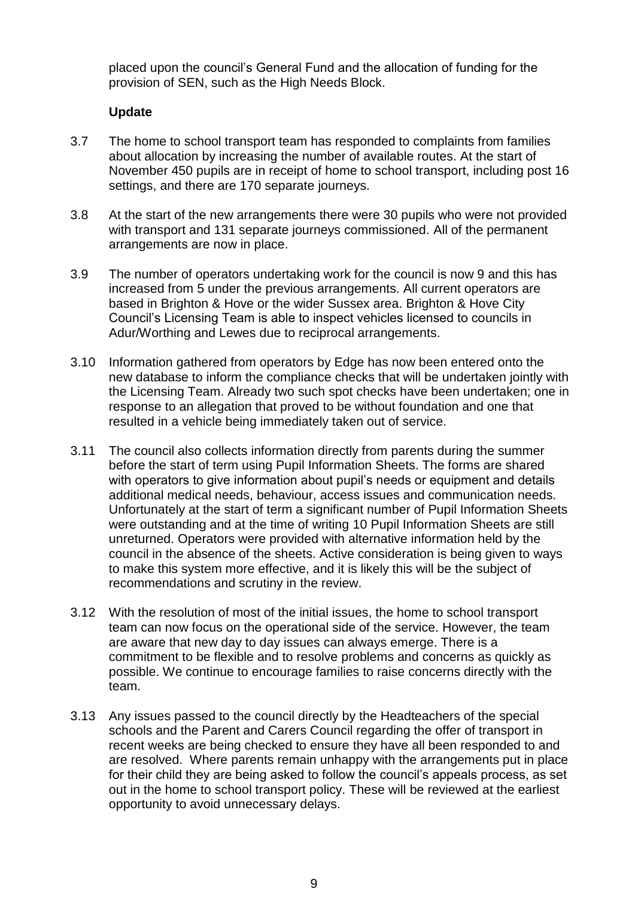placed upon the council's General Fund and the allocation of funding for the provision of SEN, such as the High Needs Block.

**Update**

3.7 The home to school transport team has responded to complaints from families about allocation by increasing the number of available routes. At the start of November 450 pupils are in receipt of home to school transport, including post 16 settings, and there are 170 separate journeys.

3.8 At the start of the new arrangements there were 30 pupils who were not provided with transport and 131 separate journeys commissioned. All of the permanent arrangements are now in place.

3.9 The number of operators undertaking work for the council is now 9 and this has increased from 5 under the previous arrangements. All current operators are based in Brighton & Hove or the wider Sussex area. Brighton & Hove City Council's Licensing Team is able to inspect vehicles licensed to councils in Adur/Worthing and Lewes due to reciprocal arrangements.

3.10 Information gathered from operators by Edge has now been entered onto the new database to inform the compliance checks that will be undertaken jointly with the Licensing Team. Already two such spot checks have been undertaken; one in response to an allegation that proved to be without foundation and one that resulted in a vehicle being immediately taken out of service.

3.11 The council also collects information directly from parents during the summer before the start of term using Pupil Information Sheets. The forms are shared with operators to give information about pupil's needs or equipment and details additional medical needs, behaviour, access issues and communication needs. Unfortunately at the start of term a significant number of Pupil Information Sheets were outstanding and at the time of writing 10 Pupil Information Sheets are still unreturned. Operators were provided with alternative information held by the council in the absence of the sheets. Active consideration is being given to ways to make this system more effective, and it is likely this will be the subject of recommendations and scrutiny in the review.

3.12 With the resolution of most of the initial issues, the home to school transport team can now focus on the operational side of the service. However, the team are aware that new day to day issues can always emerge. There is a commitment to be flexible and to resolve problems and concerns as quickly as possible. We continue to encourage families to raise concerns directly with the team.

3.13 Any issues passed to the council directly by the Headteachers of the special schools and the Parent and Carers Council regarding the offer of transport in recent weeks are being checked to ensure they have all been responded to and are resolved. Where parents remain unhappy with the arrangements put in place for their child they are being asked to follow the council's appeals process, as set out in the home to school transport policy. These will be reviewed at the earliest opportunity to avoid unnecessary delays.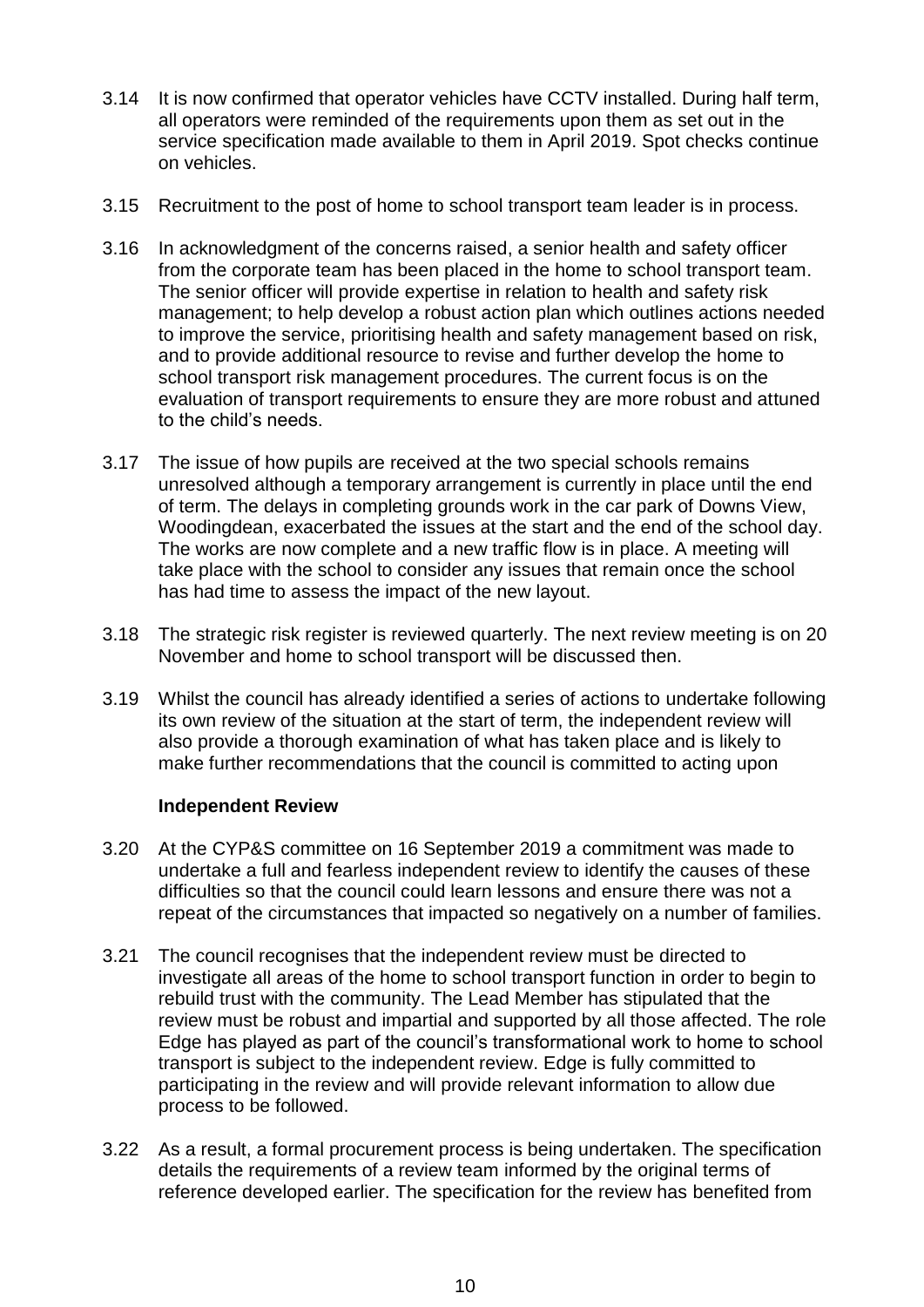3.14 It is now confirmed that operator vehicles have CCTV installed. During half term, all operators were reminded of the requirements upon them as set out in the service specification made available to them in April 2019. Spot checks continue on vehicles.

3.15 Recruitment to the post of home to school transport team leader is in process.

3.16 In acknowledgment of the concerns raised, a senior health and safety officer from the corporate team has been placed in the home to school transport team. The senior officer will provide expertise in relation to health and safety risk management; to help develop a robust action plan which outlines actions needed to improve the service, prioritising health and safety management based on risk, and to provide additional resource to revise and further develop the home to school transport risk management procedures. The current focus is on the evaluation of transport requirements to ensure they are more robust and attuned to the child's needs.

3.17 The issue of how pupils are received at the two special schools remains unresolved although a temporary arrangement is currently in place until the end of term. The delays in completing grounds work in the car park of Downs View, Woodingdean, exacerbated the issues at the start and the end of the school day. The works are now complete and a new traffic flow is in place. A meeting will take place with the school to consider any issues that remain once the school has had time to assess the impact of the new layout.

3.18 The strategic risk register is reviewed quarterly. The next review meeting is on 20 November and home to school transport will be discussed then.

3.19 Whilst the council has already identified a series of actions to undertake following its own review of the situation at the start of term, the independent review will also provide a thorough examination of what has taken place and is likely to make further recommendations that the council is committed to acting upon

**Independent Review**

3.20 At the CYP&S committee on 16 September 2019 a commitment was made to undertake a full and fearless independent review to identify the causes of these difficulties so that the council could learn lessons and ensure there was not a repeat of the circumstances that impacted so negatively on a number of families.

3.21 The council recognises that the independent review must be directed to investigate all areas of the home to school transport function in order to begin to rebuild trust with the community. The Lead Member has stipulated that the review must be robust and impartial and supported by all those affected. The role Edge has played as part of the council's transformational work to home to school transport is subject to the independent review. Edge is fully committed to participating in the review and will provide relevant information to allow due process to be followed.

3.22 As a result, a formal procurement process is being undertaken. The specification details the requirements of a review team informed by the original terms of reference developed earlier. The specification for the review has benefited from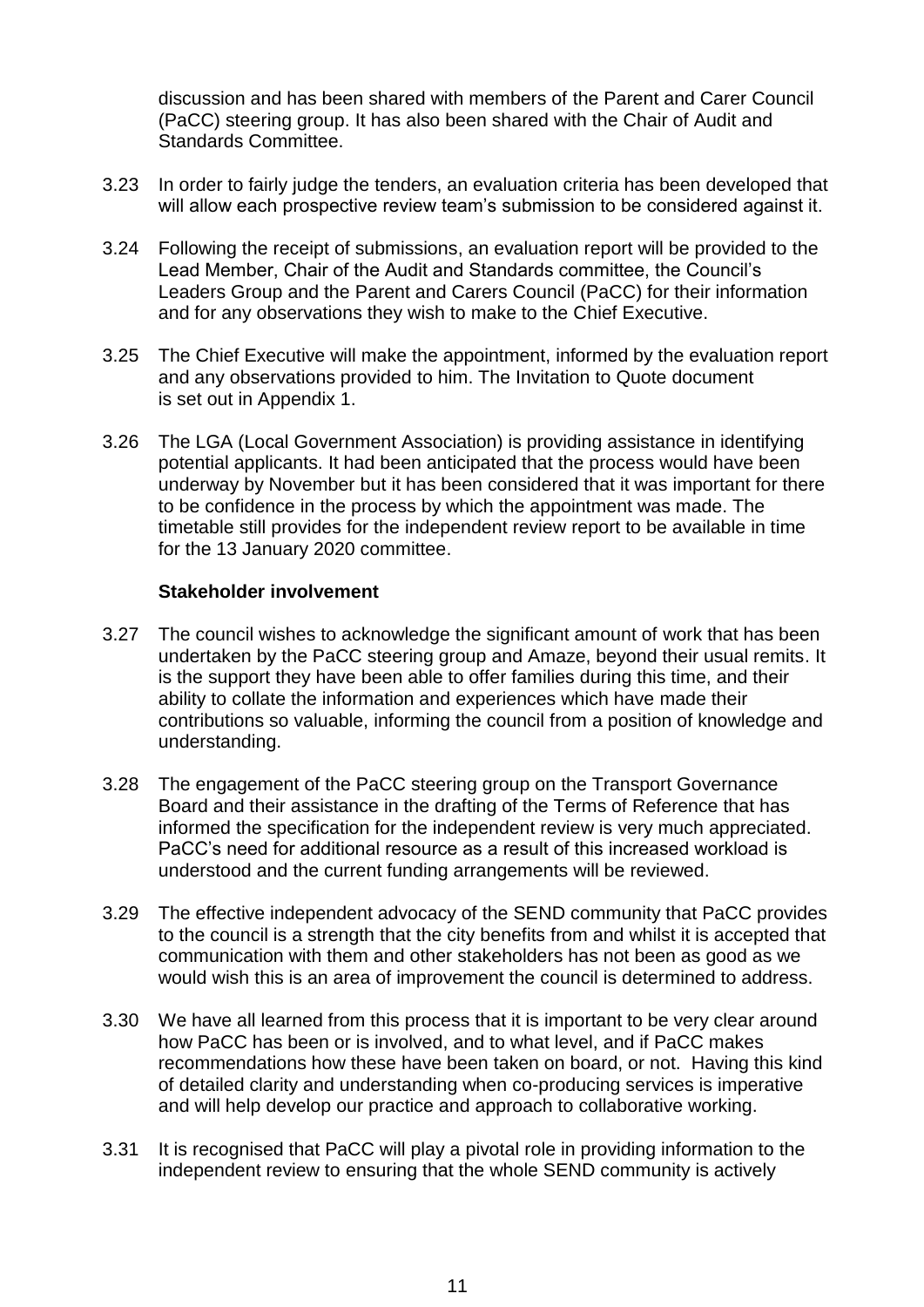discussion and has been shared with members of the Parent and Carer Council (PaCC) steering group. It has also been shared with the Chair of Audit and Standards Committee.

3.23 In order to fairly judge the tenders, an evaluation criteria has been developed that will allow each prospective review team's submission to be considered against it.

3.24 Following the receipt of submissions, an evaluation report will be provided to the Lead Member, Chair of the Audit and Standards committee, the Council's Leaders Group and the Parent and Carers Council (PaCC) for their information and for any observations they wish to make to the Chief Executive.

3.25 The Chief Executive will make the appointment, informed by the evaluation report and any observations provided to him. The Invitation to Quote document is set out in Appendix 1.

3.26 The LGA (Local Government Association) is providing assistance in identifying potential applicants. It had been anticipated that the process would have been underway by November but it has been considered that it was important for there to be confidence in the process by which the appointment was made. The timetable still provides for the independent review report to be available in time for the 13 January 2020 committee.

**Stakeholder involvement**

3.27 The council wishes to acknowledge the significant amount of work that has been undertaken by the PaCC steering group and Amaze, beyond their usual remits. It is the support they have been able to offer families during this time, and their ability to collate the information and experiences which have made their contributions so valuable, informing the council from a position of knowledge and understanding.

3.28 The engagement of the PaCC steering group on the Transport Governance Board and their assistance in the drafting of the Terms of Reference that has informed the specification for the independent review is very much appreciated. PaCC's need for additional resource as a result of this increased workload is understood and the current funding arrangements will be reviewed.

3.29 The effective independent advocacy of the SEND community that PaCC provides to the council is a strength that the city benefits from and whilst it is accepted that communication with them and other stakeholders has not been as good as we would wish this is an area of improvement the council is determined to address.

3.30 We have all learned from this process that it is important to be very clear around how PaCC has been or is involved, and to what level, and if PaCC makes recommendations how these have been taken on board, or not. Having this kind of detailed clarity and understanding when co-producing services is imperative and will help develop our practice and approach to collaborative working.

3.31 It is recognised that PaCC will play a pivotal role in providing information to the independent review to ensuring that the whole SEND community is actively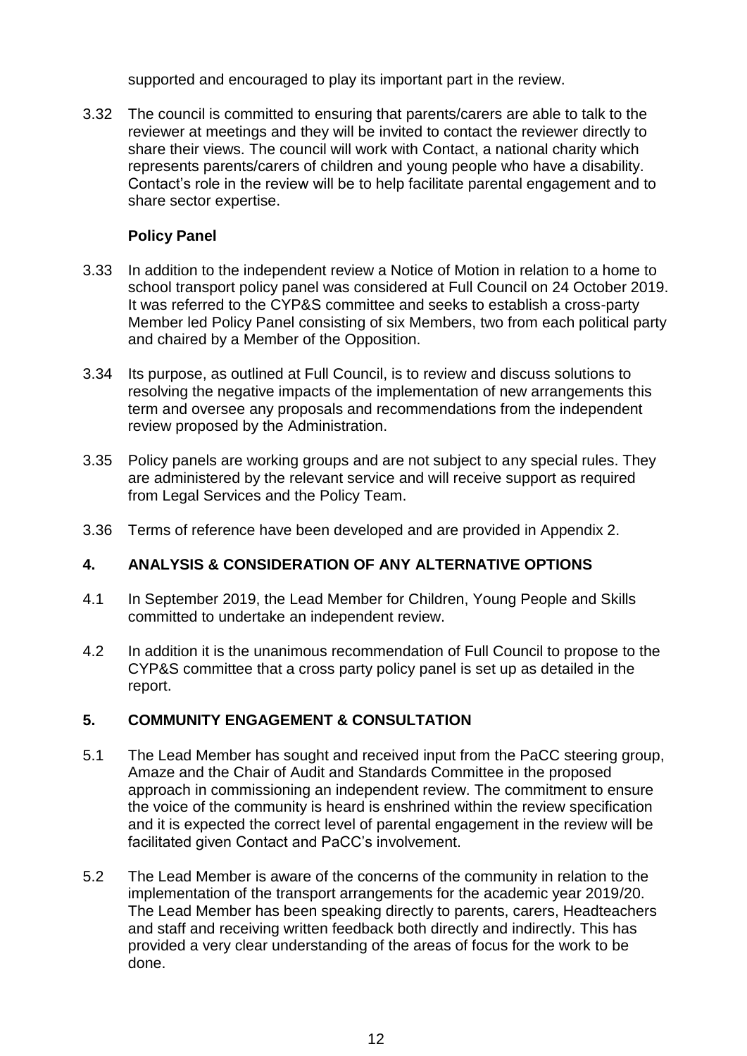supported and encouraged to play its important part in the review.

3.32 The council is committed to ensuring that parents/carers are able to talk to the reviewer at meetings and they will be invited to contact the reviewer directly to share their views. The council will work with Contact, a national charity which represents parents/carers of children and young people who have a disability. Contact's role in the review will be to help facilitate parental engagement and to share sector expertise.

**Policy Panel**

3.33 In addition to the independent review a Notice of Motion in relation to a home to school transport policy panel was considered at Full Council on 24 October 2019. It was referred to the CYP&S committee and seeks to establish a cross-party Member led Policy Panel consisting of six Members, two from each political party and chaired by a Member of the Opposition.

3.34 Its purpose, as outlined at Full Council, is to review and discuss solutions to resolving the negative impacts of the implementation of new arrangements this term and oversee any proposals and recommendations from the independent review proposed by the Administration.

3.35 Policy panels are working groups and are not subject to any special rules. They are administered by the relevant service and will receive support as required from Legal Services and the Policy Team.

3.36 Terms of reference have been developed and are provided in Appendix 2.

## 4. ANALYSIS & CONSIDERATION OF ANY ALTERNATIVE OPTIONS

4.1 In September 2019, the Lead Member for Children, Young People and Skills committed to undertake an independent review.

4.2 In addition it is the unanimous recommendation of Full Council to propose to the CYP&S committee that a cross party policy panel is set up as detailed in the report.

## 5. COMMUNITY ENGAGEMENT & CONSULTATION

5.1 The Lead Member has sought and received input from the PaCC steering group, Amaze and the Chair of Audit and Standards Committee in the proposed approach in commissioning an independent review. The commitment to ensure the voice of the community is heard is enshrined within the review specification and it is expected the correct level of parental engagement in the review will be facilitated given Contact and PaCC's involvement.

5.2 The Lead Member is aware of the concerns of the community in relation to the implementation of the transport arrangements for the academic year 2019/20. The Lead Member has been speaking directly to parents, carers, Headteachers and staff and receiving written feedback both directly and indirectly. This has provided a very clear understanding of the areas of focus for the work to be done.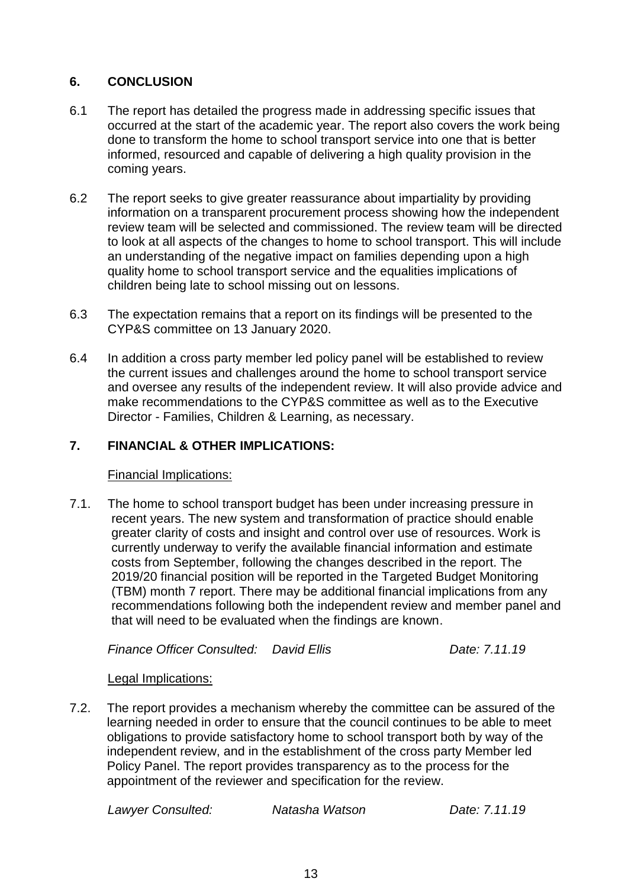## 6. CONCLUSION

6.1 The report has detailed the progress made in addressing specific issues that occurred at the start of the academic year. The report also covers the work being done to transform the home to school transport service into one that is better informed, resourced and capable of delivering a high quality provision in the coming years.

6.2 The report seeks to give greater reassurance about impartiality by providing information on a transparent procurement process showing how the independent review team will be selected and commissioned. The review team will be directed to look at all aspects of the changes to home to school transport. This will include an understanding of the negative impact on families depending upon a high quality home to school transport service and the equalities implications of children being late to school missing out on lessons.

6.3 The expectation remains that a report on its findings will be presented to the CYP&S committee on 13 January 2020.

6.4 In addition a cross party member led policy panel will be established to review the current issues and challenges around the home to school transport service and oversee any results of the independent review. It will also provide advice and make recommendations to the CYP&S committee as well as to the Executive Director - Families, Children & Learning, as necessary.

## 7. FINANCIAL & OTHER IMPLICATIONS:

Financial Implications:

7.1. The home to school transport budget has been under increasing pressure in recent years. The new system and transformation of practice should enable greater clarity of costs and insight and control over use of resources. Work is currently underway to verify the available financial information and estimate costs from September, following the changes described in the report. The 2019/20 financial position will be reported in the Targeted Budget Monitoring (TBM) month 7 report. There may be additional financial implications from any recommendations following both the independent review and member panel and that will need to be evaluated when the findings are known.

*Finance Officer Consulted: David Ellis Date: 7.11.19*

Legal Implications:

7.2. The report provides a mechanism whereby the committee can be assured of the learning needed in order to ensure that the council continues to be able to meet obligations to provide satisfactory home to school transport both by way of the independent review, and in the establishment of the cross party Member led Policy Panel. The report provides transparency as to the process for the appointment of the reviewer and specification for the review.

*Lawyer Consulted: Natasha Watson Date: 7.11.19*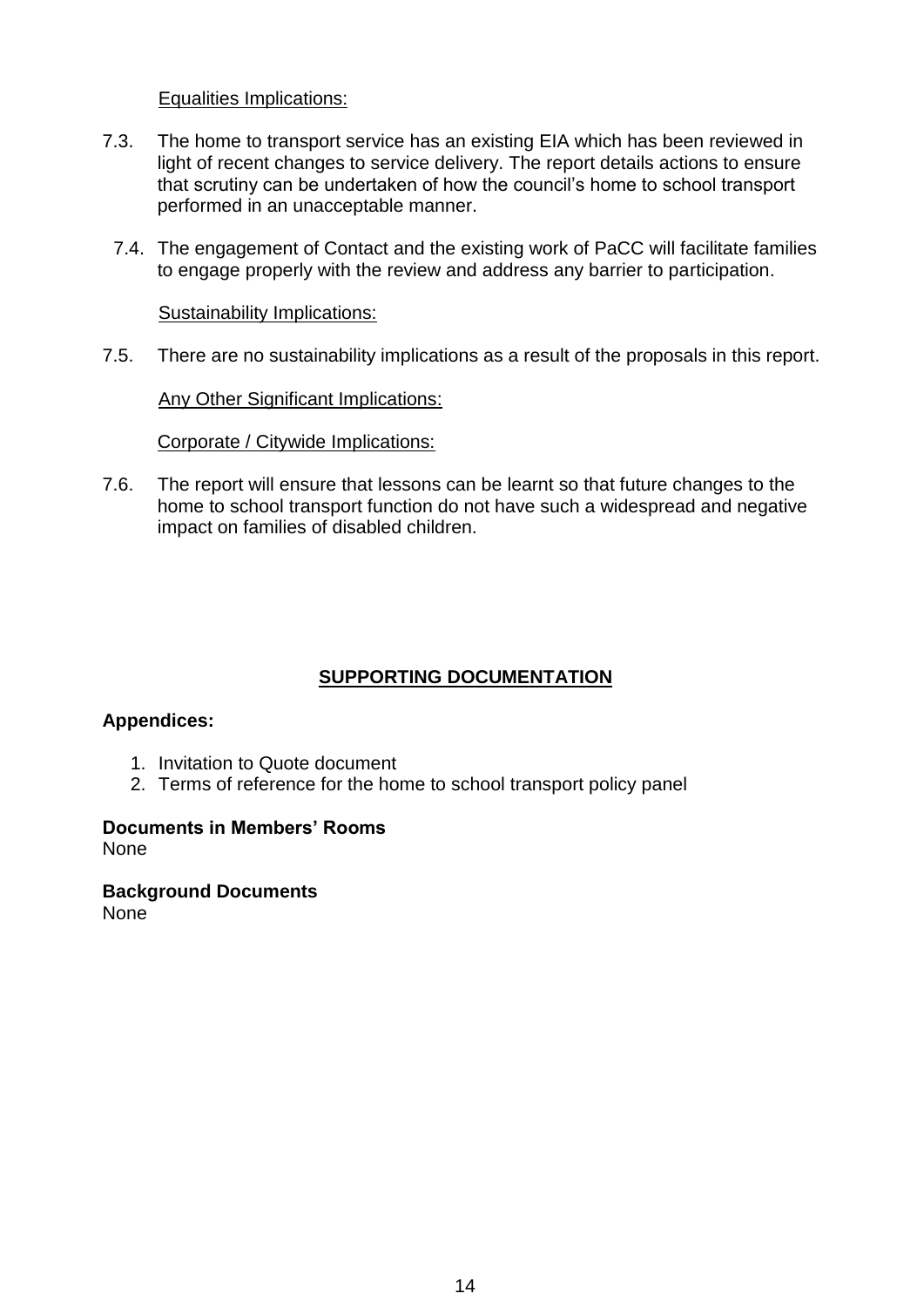Equalities Implications:

7.3. The home to transport service has an existing EIA which has been reviewed in light of recent changes to service delivery. The report details actions to ensure that scrutiny can be undertaken of how the council's home to school transport performed in an unacceptable manner.

7.4. The engagement of Contact and the existing work of PaCC will facilitate families to engage properly with the review and address any barrier to participation.

Sustainability Implications:

7.5. There are no sustainability implications as a result of the proposals in this report.

Any Other Significant Implications:

Corporate / Citywide Implications:

7.6. The report will ensure that lessons can be learnt so that future changes to the home to school transport function do not have such a widespread and negative impact on families of disabled children.

## SUPPORTING DOCUMENTATION

**Appendices:**

1. Invitation to Quote document
2. Terms of reference for the home to school transport policy panel

**Documents in Members' Rooms**
None

**Background Documents**
None